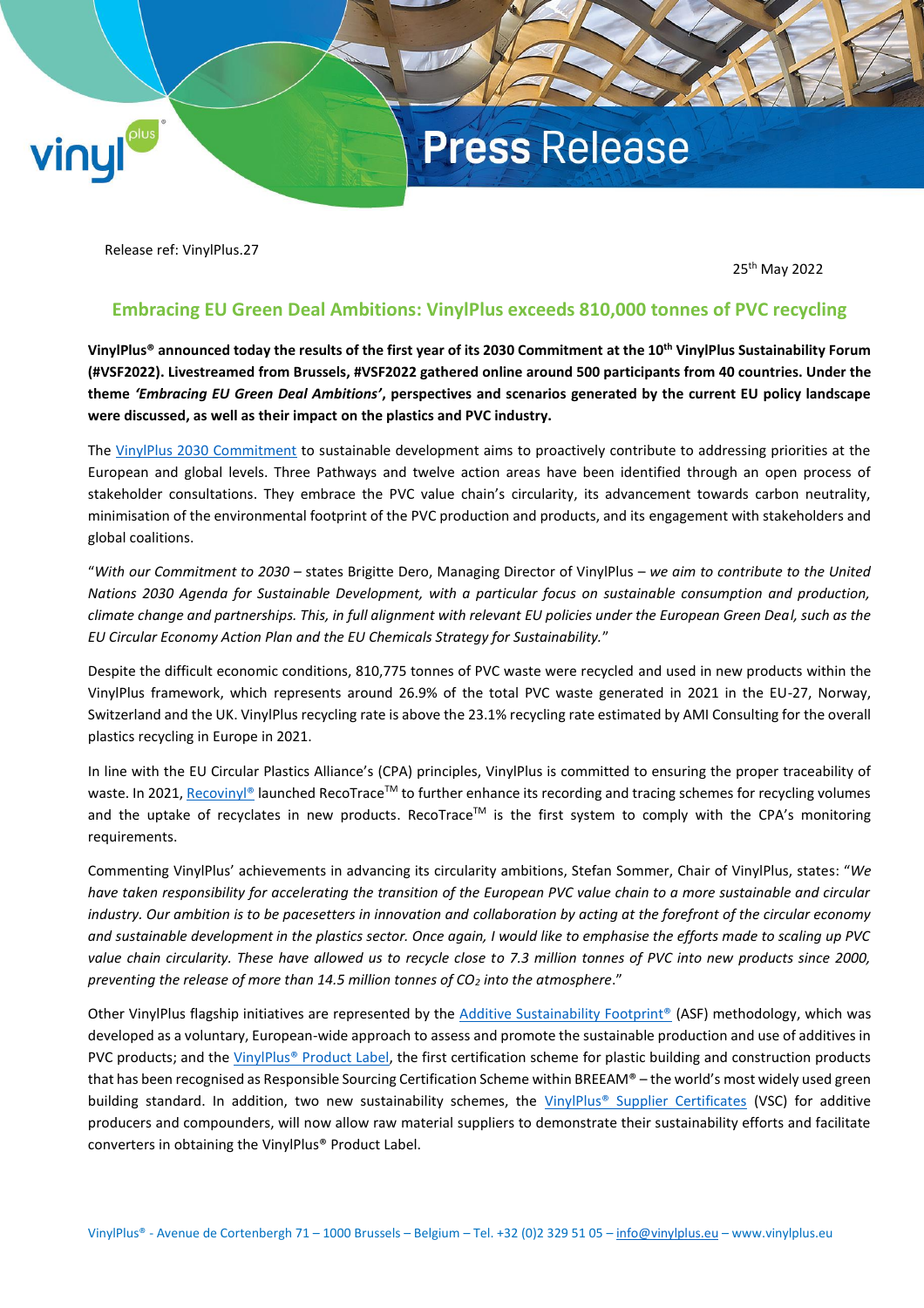# Press Release

Release ref: VinylPlus.27

25th May 2022

## Embracing EU Green Deal Ambitions: VinylPlus exceeds 810,000 tonnes of PVC recycling

**VinylPlus® announced today the results of the first year of its 2030 Commitment at the 10th VinylPlus Sustainability Forum (#VSF2022). Livestreamed from Brussels, #VSF2022 gathered online around 500 participants from 40 countries. Under the theme *'Embracing EU Green Deal Ambitions'*, perspectives and scenarios generated by the current EU policy landscape were discussed, as well as their impact on the plastics and PVC industry.**

The VinylPlus 2030 Commitment to sustainable development aims to proactively contribute to addressing priorities at the European and global levels. Three Pathways and twelve action areas have been identified through an open process of stakeholder consultations. They embrace the PVC value chain's circularity, its advancement towards carbon neutrality, minimisation of the environmental footprint of the PVC production and products, and its engagement with stakeholders and global coalitions.

"*With our Commitment to 2030* – states Brigitte Dero, Managing Director of VinylPlus – *we aim to contribute to the United Nations 2030 Agenda for Sustainable Development, with a particular focus on sustainable consumption and production, climate change and partnerships. This, in full alignment with relevant EU policies under the European Green Deal, such as the EU Circular Economy Action Plan and the EU Chemicals Strategy for Sustainability.*"

Despite the difficult economic conditions, 810,775 tonnes of PVC waste were recycled and used in new products within the VinylPlus framework, which represents around 26.9% of the total PVC waste generated in 2021 in the EU-27, Norway, Switzerland and the UK. VinylPlus recycling rate is above the 23.1% recycling rate estimated by AMI Consulting for the overall plastics recycling in Europe in 2021.

In line with the EU Circular Plastics Alliance's (CPA) principles, VinylPlus is committed to ensuring the proper traceability of waste. In 2021, Recovinyl® launched RecoTrace™ to further enhance its recording and tracing schemes for recycling volumes and the uptake of recyclates in new products. RecoTrace™ is the first system to comply with the CPA's monitoring requirements.

Commenting VinylPlus' achievements in advancing its circularity ambitions, Stefan Sommer, Chair of VinylPlus, states: "*We have taken responsibility for accelerating the transition of the European PVC value chain to a more sustainable and circular industry. Our ambition is to be pacesetters in innovation and collaboration by acting at the forefront of the circular economy and sustainable development in the plastics sector. Once again, I would like to emphasise the efforts made to scaling up PVC value chain circularity. These have allowed us to recycle close to 7.3 million tonnes of PVC into new products since 2000, preventing the release of more than 14.5 million tonnes of $CO_2$ into the atmosphere*."

Other VinylPlus flagship initiatives are represented by the Additive Sustainability Footprint® (ASF) methodology, which was developed as a voluntary, European-wide approach to assess and promote the sustainable production and use of additives in PVC products; and the VinylPlus® Product Label, the first certification scheme for plastic building and construction products that has been recognised as Responsible Sourcing Certification Scheme within BREEAM® – the world's most widely used green building standard. In addition, two new sustainability schemes, the VinylPlus® Supplier Certificates (VSC) for additive producers and compounders, will now allow raw material suppliers to demonstrate their sustainability efforts and facilitate converters in obtaining the VinylPlus® Product Label.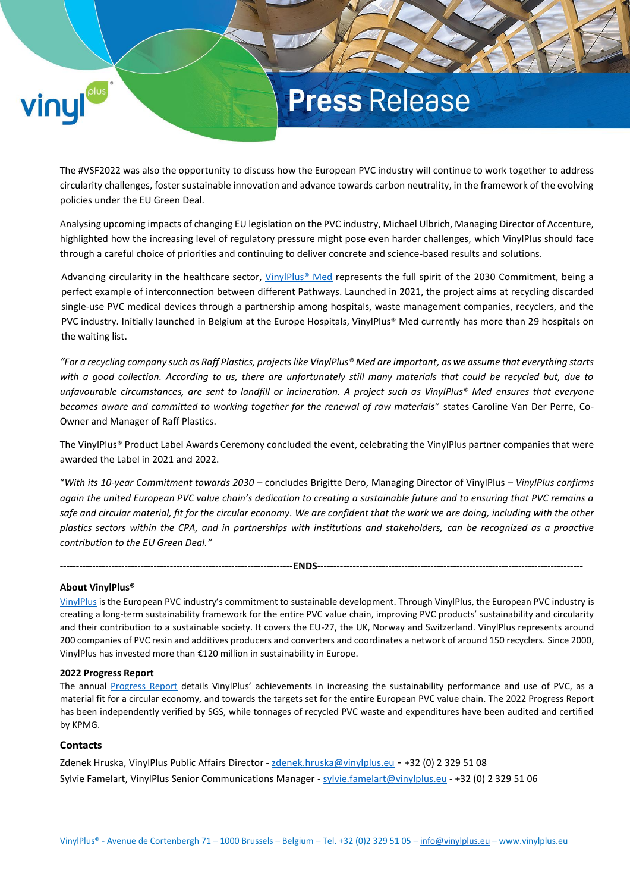The #VSF2022 was also the opportunity to discuss how the European PVC industry will continue to work together to address circularity challenges, foster sustainable innovation and advance towards carbon neutrality, in the framework of the evolving policies under the EU Green Deal.

Analysing upcoming impacts of changing EU legislation on the PVC industry, Michael Ulbrich, Managing Director of Accenture, highlighted how the increasing level of regulatory pressure might pose even harder challenges, which VinylPlus should face through a careful choice of priorities and continuing to deliver concrete and science-based results and solutions.

Advancing circularity in the healthcare sector, VinylPlus® Med represents the full spirit of the 2030 Commitment, being a perfect example of interconnection between different Pathways. Launched in 2021, the project aims at recycling discarded single-use PVC medical devices through a partnership among hospitals, waste management companies, recyclers, and the PVC industry. Initially launched in Belgium at the Europe Hospitals, VinylPlus® Med currently has more than 29 hospitals on the waiting list.

*"For a recycling company such as Raff Plastics, projects like VinylPlus® Med are important, as we assume that everything starts with a good collection. According to us, there are unfortunately still many materials that could be recycled but, due to unfavourable circumstances, are sent to landfill or incineration. A project such as VinylPlus® Med ensures that everyone becomes aware and committed to working together for the renewal of raw materials"* states Caroline Van Der Perre, Co-Owner and Manager of Raff Plastics.

The VinylPlus® Product Label Awards Ceremony concluded the event, celebrating the VinylPlus partner companies that were awarded the Label in 2021 and 2022.

"*With its 10-year Commitment towards 2030* – concludes Brigitte Dero, Managing Director of VinylPlus – *VinylPlus confirms again the united European PVC value chain's dedication to creating a sustainable future and to ensuring that PVC remains a safe and circular material, fit for the circular economy. We are confident that the work we are doing, including with the other plastics sectors within the CPA, and in partnerships with institutions and stakeholders, can be recognized as a proactive contribution to the EU Green Deal."*

---------------------------------------------------------------------------**ENDS**---------------------------------------------------------------------------------

**About VinylPlus®**

VinylPlus is the European PVC industry's commitment to sustainable development. Through VinylPlus, the European PVC industry is creating a long-term sustainability framework for the entire PVC value chain, improving PVC products' sustainability and circularity and their contribution to a sustainable society. It covers the EU-27, the UK, Norway and Switzerland. VinylPlus represents around 200 companies of PVC resin and additives producers and converters and coordinates a network of around 150 recyclers. Since 2000, VinylPlus has invested more than €120 million in sustainability in Europe.

**2022 Progress Report**

The annual Progress Report details VinylPlus' achievements in increasing the sustainability performance and use of PVC, as a material fit for a circular economy, and towards the targets set for the entire European PVC value chain. The 2022 Progress Report has been independently verified by SGS, while tonnages of recycled PVC waste and expenditures have been audited and certified by KPMG.

**Contacts**

Zdenek Hruska, VinylPlus Public Affairs Director - zdenek.hruska@vinylplus.eu - +32 (0) 2 329 51 08

Sylvie Famelart, VinylPlus Senior Communications Manager - sylvie.famelart@vinylplus.eu - +32 (0) 2 329 51 06

VinylPlus® - Avenue de Cortenbergh 71 – 1000 Brussels – Belgium – Tel. +32 (0)2 329 51 05 – info@vinylplus.eu – www.vinylplus.eu